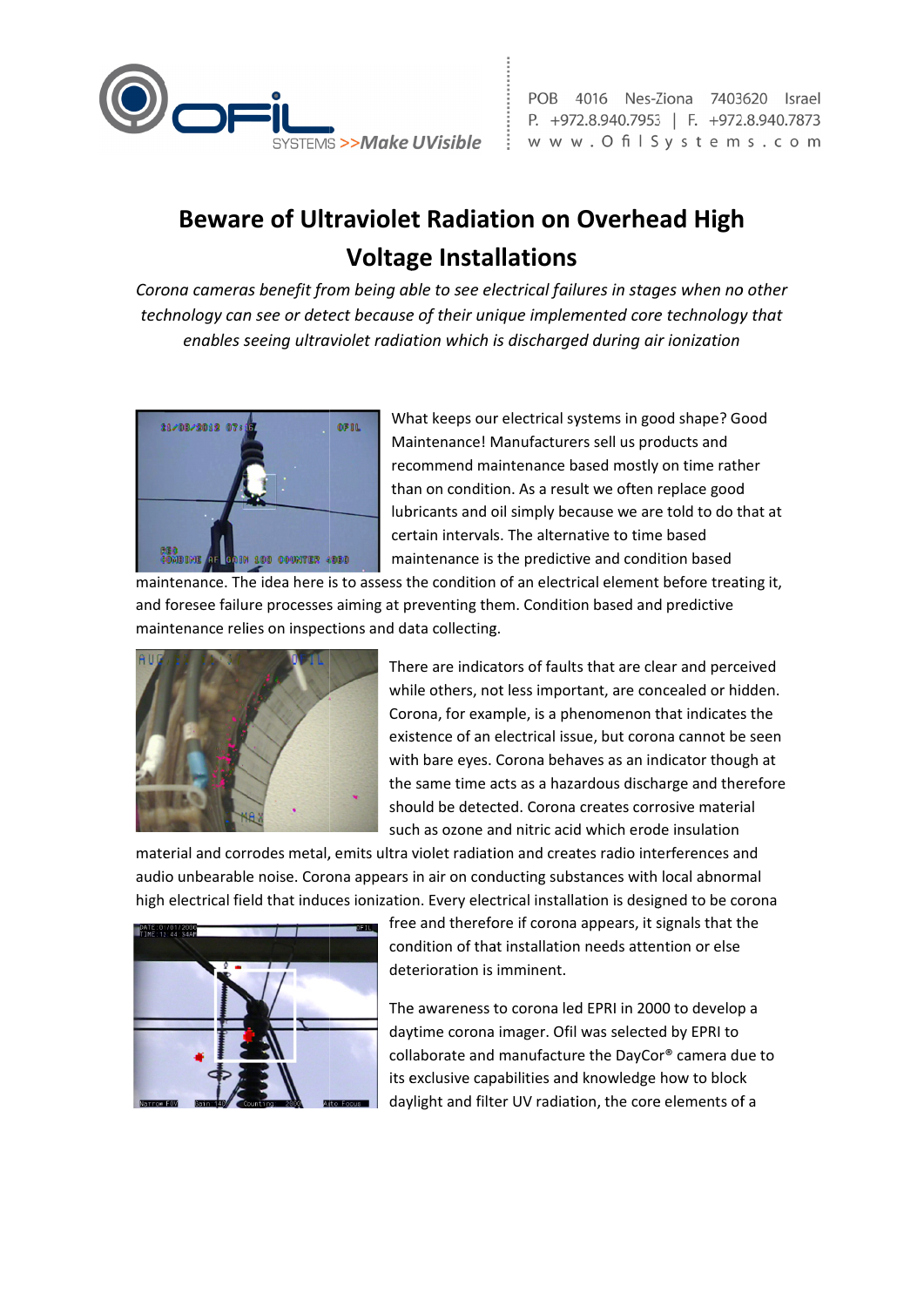POB 4016 Nes-Ziona 7403620 Israel
P. +972.8.940.7953 | F. +972.8.940.7873
www.OfilSystems.com

# Beware of Ultraviolet Radiation on Overhead High Voltage Installations

*Corona cameras benefit from being able to see electrical failures in stages when no other technology can see or detect because of their unique implemented core technology that enables seeing ultraviolet radiation which is discharged during air ionization*

What keeps our electrical systems in good shape? Good Maintenance! Manufacturers sell us products and recommend maintenance based mostly on time rather than on condition. As a result we often replace good lubricants and oil simply because we are told to do that at certain intervals. The alternative to time based maintenance is the predictive and condition based maintenance. The idea here is to assess the condition of an electrical element before treating it, and foresee failure processes aiming at preventing them. Condition based and predictive maintenance relies on inspections and data collecting.

There are indicators of faults that are clear and perceived while others, not less important, are concealed or hidden. Corona, for example, is a phenomenon that indicates the existence of an electrical issue, but corona cannot be seen with bare eyes. Corona behaves as an indicator though at the same time acts as a hazardous discharge and therefore should be detected. Corona creates corrosive material such as ozone and nitric acid which erode insulation material and corrodes metal, emits ultra violet radiation and creates radio interferences and audio unbearable noise. Corona appears in air on conducting substances with local abnormal high electrical field that induces ionization. Every electrical installation is designed to be corona free and therefore if corona appears, it signals that the condition of that installation needs attention or else deterioration is imminent.

The awareness to corona led EPRI in 2000 to develop a daytime corona imager. Ofil was selected by EPRI to collaborate and manufacture the DayCor® camera due to its exclusive capabilities and knowledge how to block daylight and filter UV radiation, the core elements of a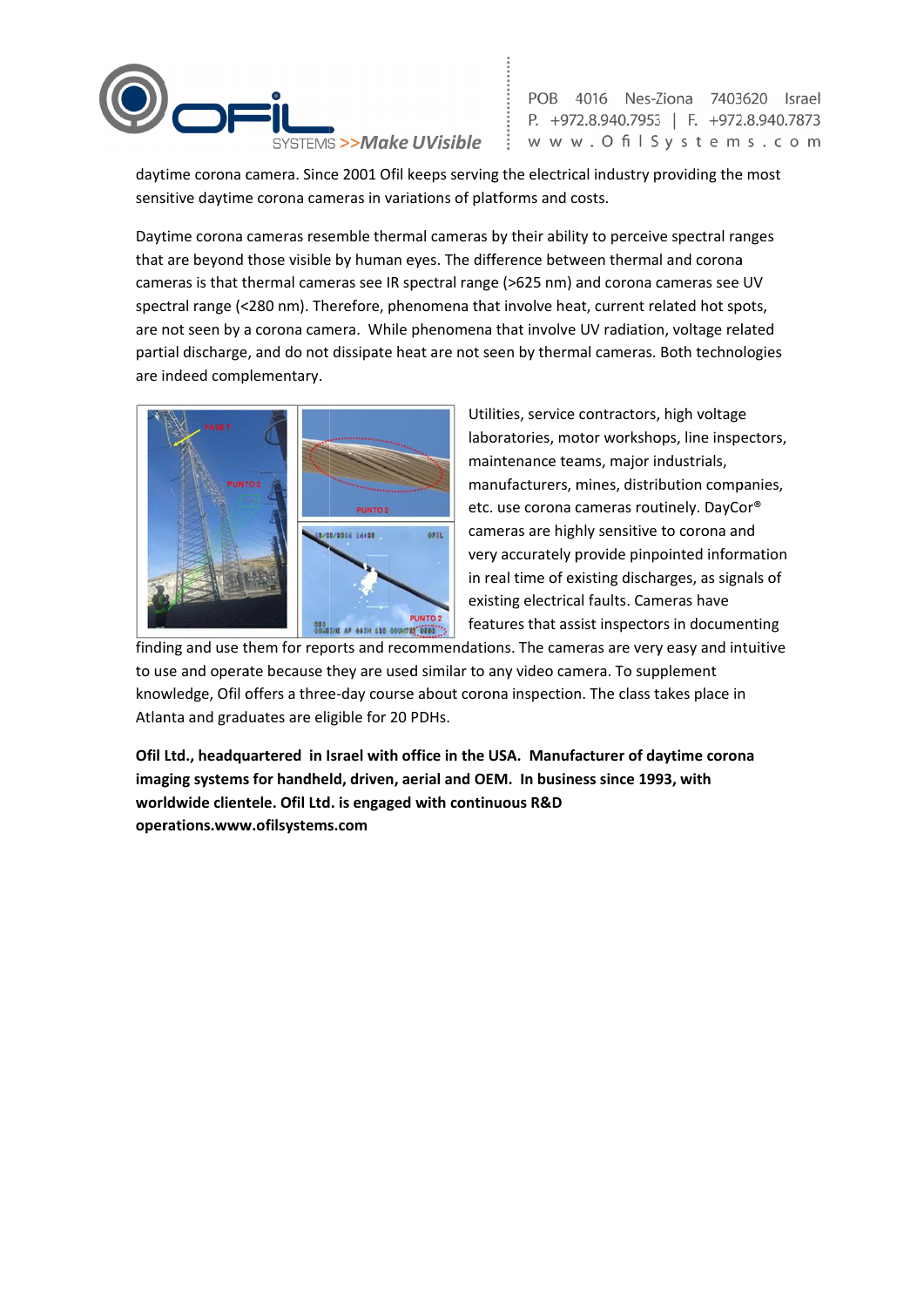daytime corona camera. Since 2001 Ofil keeps serving the electrical industry providing the most sensitive daytime corona cameras in variations of platforms and costs.

Daytime corona cameras resemble thermal cameras by their ability to perceive spectral ranges that are beyond those visible by human eyes. The difference between thermal and corona cameras is that thermal cameras see IR spectral range (>625 nm) and corona cameras see UV spectral range (<280 nm). Therefore, phenomena that involve heat, current related hot spots, are not seen by a corona camera. While phenomena that involve UV radiation, voltage related partial discharge, and do not dissipate heat are not seen by thermal cameras. Both technologies are indeed complementary.

Utilities, service contractors, high voltage laboratories, motor workshops, line inspectors, maintenance teams, major industrials, manufacturers, mines, distribution companies, etc. use corona cameras routinely. DayCor® cameras are highly sensitive to corona and very accurately provide pinpointed information in real time of existing discharges, as signals of existing electrical faults. Cameras have features that assist inspectors in documenting finding and use them for reports and recommendations. The cameras are very easy and intuitive to use and operate because they are used similar to any video camera. To supplement knowledge, Ofil offers a three-day course about corona inspection. The class takes place in Atlanta and graduates are eligible for 20 PDHs.

**Ofil Ltd., headquartered in Israel with office in the USA. Manufacturer of daytime corona imaging systems for handheld, driven, aerial and OEM. In business since 1993, with worldwide clientele. Ofil Ltd. is engaged with continuous R&D operations.www.ofilsystems.com**